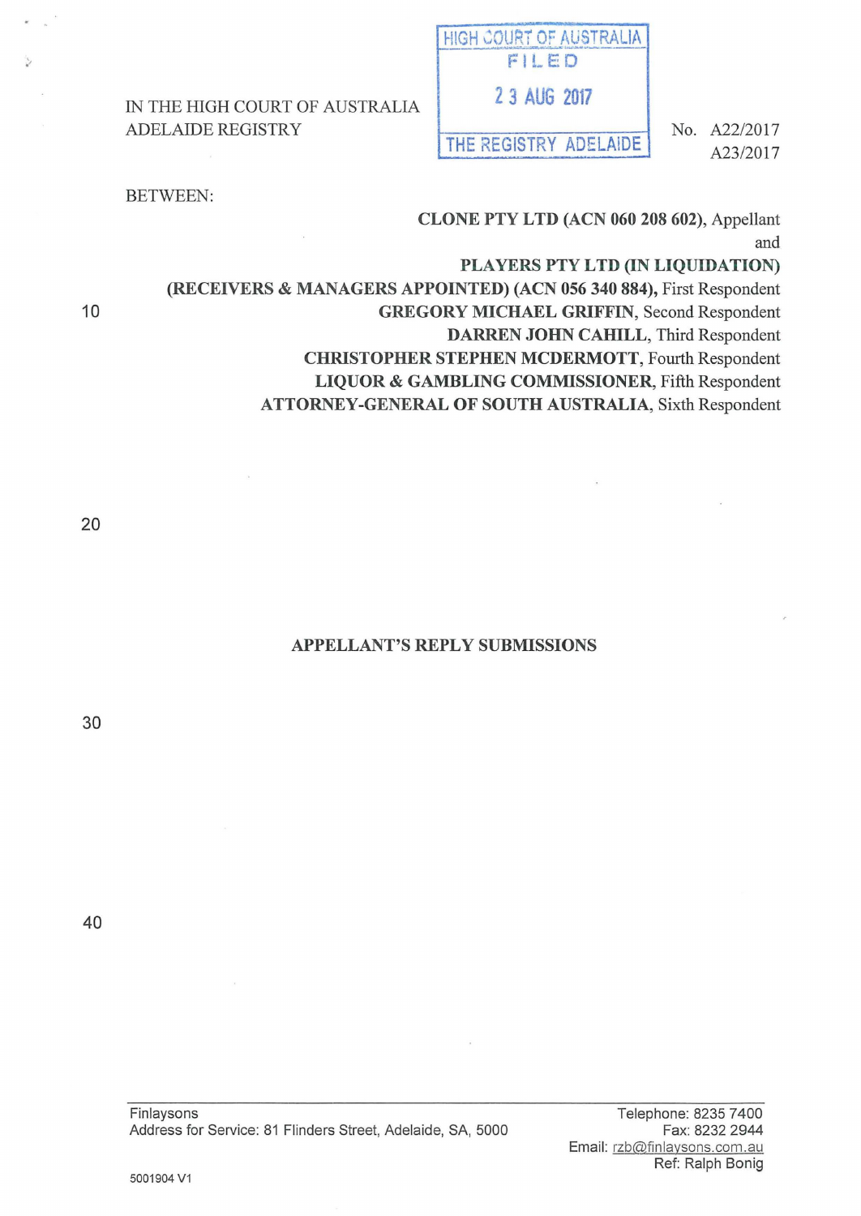IN THE HIGH COURT OF AUSTRALIA
ADELAIDE REGISTRY

HIGH COURT OF AUSTRALIA
FILED
23 AUG 2017
THE REGISTRY ADELAIDE

No. A22/2017
A23/2017

BETWEEN:

**CLONE PTY LTD (ACN 060 208 602),** Appellant

and

**PLAYERS PTY LTD (IN LIQUIDATION)**
**(RECEIVERS & MANAGERS APPOINTED) (ACN 056 340 884),** First Respondent

**GREGORY MICHAEL GRIFFIN,** Second Respondent

**DARREN JOHN CAHILL,** Third Respondent

**CHRISTOPHER STEPHEN MCDERMOTT,** Fourth Respondent

**LIQUOR & GAMBLING COMMISSIONER,** Fifth Respondent

**ATTORNEY-GENERAL OF SOUTH AUSTRALIA,** Sixth Respondent

**APPELLANT'S REPLY SUBMISSIONS**

Finlaysons
Address for Service: 81 Flinders Street, Adelaide, SA, 5000

Telephone: 8235 7400
Fax: 8232 2944
Email: rzb@finlaysons.com.au
Ref: Ralph Bonig

5001904 V1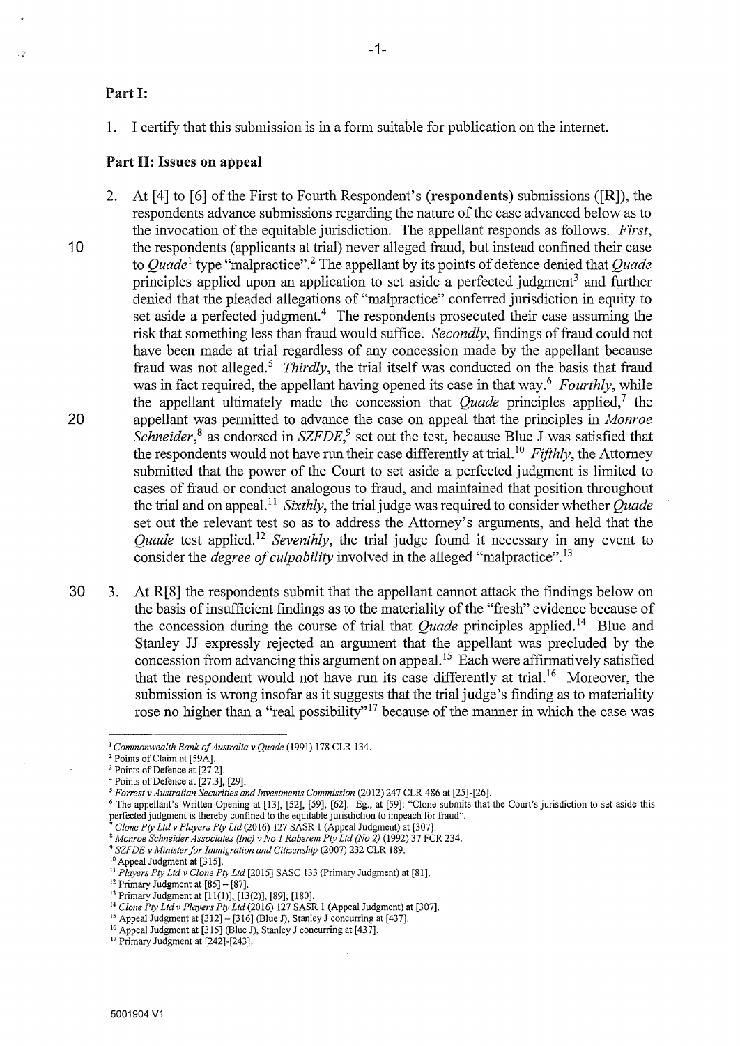## Part I:

1. I certify that this submission is in a form suitable for publication on the internet.

## Part II: Issues on appeal

2. At [4] to [6] of the First to Fourth Respondent's (**respondents**) submissions ([**R**]), the respondents advance submissions regarding the nature of the case advanced below as to the invocation of the equitable jurisdiction. The appellant responds as follows. *First*, the respondents (applicants at trial) never alleged fraud, but instead confined their case to *Quade*[1] type "malpractice".[2] The appellant by its points of defence denied that *Quade* principles applied upon an application to set aside a perfected judgment[3] and further denied that the pleaded allegations of "malpractice" conferred jurisdiction in equity to set aside a perfected judgment.[4] The respondents prosecuted their case assuming the risk that something less than fraud would suffice. *Secondly*, findings of fraud could not have been made at trial regardless of any concession made by the appellant because fraud was not alleged.[5] *Thirdly*, the trial itself was conducted on the basis that fraud was in fact required, the appellant having opened its case in that way.[6] *Fourthly*, while the appellant ultimately made the concession that *Quade* principles applied,[7] the appellant was permitted to advance the case on appeal that the principles in *Monroe Schneider*,[8] as endorsed in *SZFDE*,[9] set out the test, because Blue J was satisfied that the respondents would not have run their case differently at trial.[10] *Fifthly*, the Attorney submitted that the power of the Court to set aside a perfected judgment is limited to cases of fraud or conduct analogous to fraud, and maintained that position throughout the trial and on appeal.[11] *Sixthly*, the trial judge was required to consider whether *Quade* set out the relevant test so as to address the Attorney's arguments, and held that the *Quade* test applied.[12] *Seventhly*, the trial judge found it necessary in any event to consider the *degree of culpability* involved in the alleged "malpractice".[13]

3. At R[8] the respondents submit that the appellant cannot attack the findings below on the basis of insufficient findings as to the materiality of the "fresh" evidence because of the concession during the course of trial that *Quade* principles applied.[14] Blue and Stanley JJ expressly rejected an argument that the appellant was precluded by the concession from advancing this argument on appeal.[15] Each were affirmatively satisfied that the respondent would not have run its case differently at trial.[16] Moreover, the submission is wrong insofar as it suggests that the trial judge's finding as to materiality rose no higher than a "real possibility"[17] because of the manner in which the case was

---

[1] *Commonwealth Bank of Australia v Quade* (1991) 178 CLR 134.

[2] Points of Claim at [59A].

[3] Points of Defence at [27.2].

[4] Points of Defence at [27.3], [29].

[5] *Forrest v Australian Securities and Investments Commission* (2012) 247 CLR 486 at [25]-[26].

[6] The appellant's Written Opening at [13], [52], [59], [62]. Eg., at [59]: "Clone submits that the Court's jurisdiction to set aside this perfected judgment is thereby confined to the equitable jurisdiction to impeach for fraud".

[7] *Clone Pty Ltd v Players Pty Ltd* (2016) 127 SASR 1 (Appeal Judgment) at [307].

[8] *Monroe Schneider Associates (Inc) v No 1 Raberem Pty Ltd (No 2)* (1992) 37 FCR 234.

[9] *SZFDE v Minister for Immigration and Citizenship* (2007) 232 CLR 189.

[10] Appeal Judgment at [315].

[11] *Players Pty Ltd v Clone Pty Ltd* [2015] SASC 133 (Primary Judgment) at [81].

[12] Primary Judgment at [85] – [87].

[13] Primary Judgment at [11(1)], [13(2)], [89], [180].

[14] *Clone Pty Ltd v Players Pty Ltd* (2016) 127 SASR 1 (Appeal Judgment) at [307].

[15] Appeal Judgment at [312] – [316] (Blue J), Stanley J concurring at [437].

[16] Appeal Judgment at [315] (Blue J), Stanley J concurring at [437].

[17] Primary Judgment at [242]-[243].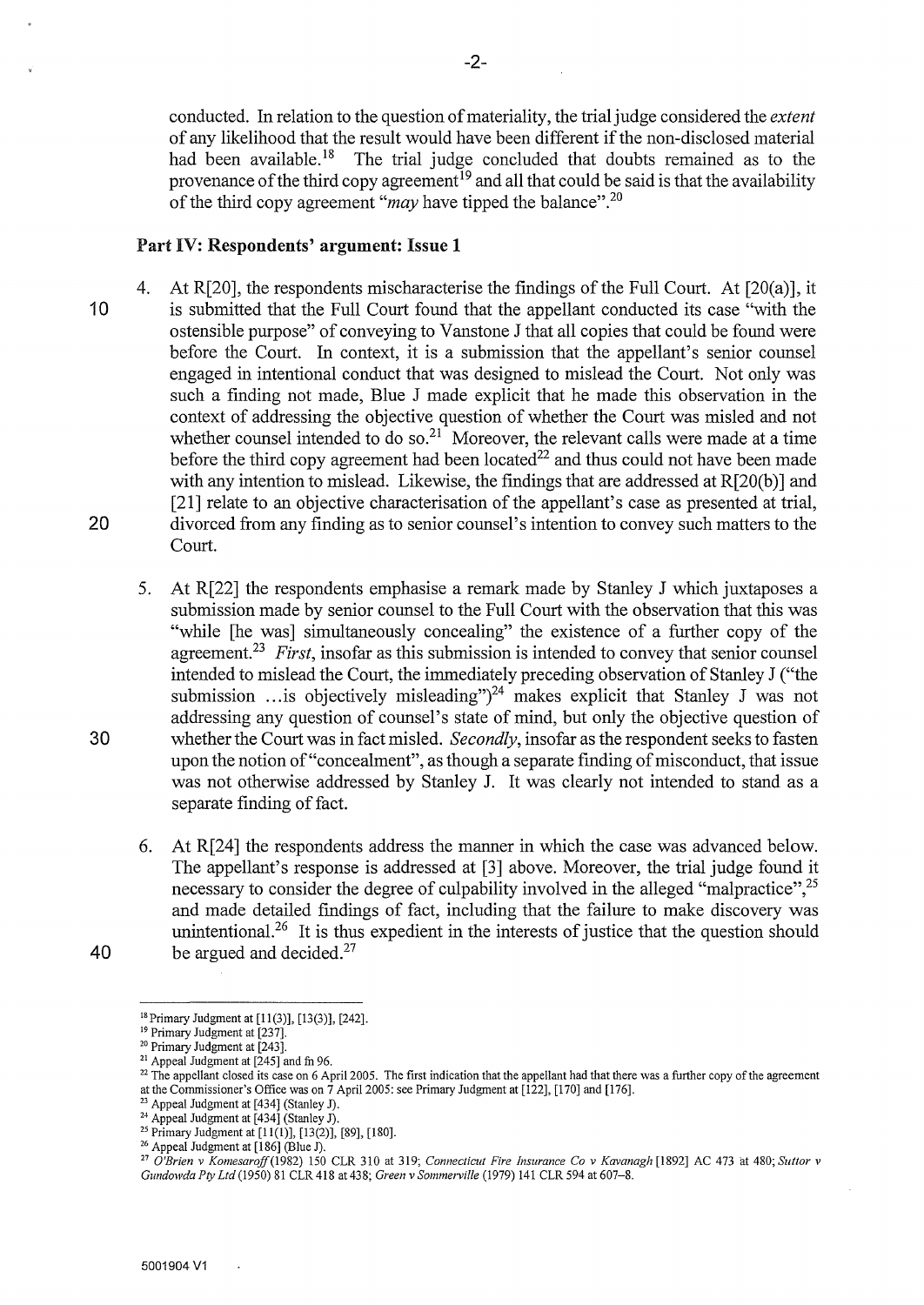conducted. In relation to the question of materiality, the trial judge considered the *extent* of any likelihood that the result would have been different if the non-disclosed material had been available.[18] The trial judge concluded that doubts remained as to the provenance of the third copy agreement[19] and all that could be said is that the availability of the third copy agreement "*may* have tipped the balance".[20]

**Part IV: Respondents' argument: Issue 1**

4. At R[20], the respondents mischaracterise the findings of the Full Court. At [20(a)], it is submitted that the Full Court found that the appellant conducted its case "with the ostensible purpose" of conveying to Vanstone J that all copies that could be found were before the Court. In context, it is a submission that the appellant's senior counsel engaged in intentional conduct that was designed to mislead the Court. Not only was such a finding not made, Blue J made explicit that he made this observation in the context of addressing the objective question of whether the Court was misled and not whether counsel intended to do so.[21] Moreover, the relevant calls were made at a time before the third copy agreement had been located[22] and thus could not have been made with any intention to mislead. Likewise, the findings that are addressed at R[20(b)] and [21] relate to an objective characterisation of the appellant's case as presented at trial, divorced from any finding as to senior counsel's intention to convey such matters to the Court.

5. At R[22] the respondents emphasise a remark made by Stanley J which juxtaposes a submission made by senior counsel to the Full Court with the observation that this was "while [he was] simultaneously concealing" the existence of a further copy of the agreement.[23] *First*, insofar as this submission is intended to convey that senior counsel intended to mislead the Court, the immediately preceding observation of Stanley J ("the submission ...is objectively misleading")[24] makes explicit that Stanley J was not addressing any question of counsel's state of mind, but only the objective question of whether the Court was in fact misled. *Secondly*, insofar as the respondent seeks to fasten upon the notion of "concealment", as though a separate finding of misconduct, that issue was not otherwise addressed by Stanley J. It was clearly not intended to stand as a separate finding of fact.

6. At R[24] the respondents address the manner in which the case was advanced below. The appellant's response is addressed at [3] above. Moreover, the trial judge found it necessary to consider the degree of culpability involved in the alleged "malpractice",[25] and made detailed findings of fact, including that the failure to make discovery was unintentional.[26] It is thus expedient in the interests of justice that the question should be argued and decided.[27]

---

[18] Primary Judgment at [11(3)], [13(3)], [242].
[19] Primary Judgment at [237].
[20] Primary Judgment at [243].
[21] Appeal Judgment at [245] and fn 96.
[22] The appellant closed its case on 6 April 2005. The first indication that the appellant had that there was a further copy of the agreement at the Commissioner's Office was on 7 April 2005: see Primary Judgment at [122], [170] and [176].
[23] Appeal Judgment at [434] (Stanley J).
[24] Appeal Judgment at [434] (Stanley J).
[25] Primary Judgment at [11(1)], [13(2)], [89], [180].
[26] Appeal Judgment at [186] (Blue J).
[27] *O'Brien v Komesaroff* (1982) 150 CLR 310 at 319; *Connecticut Fire Insurance Co v Kavanagh* [1892] AC 473 at 480; *Suttor v Gundowda Pty Ltd* (1950) 81 CLR 418 at 438; *Green v Sommerville* (1979) 141 CLR 594 at 607–8.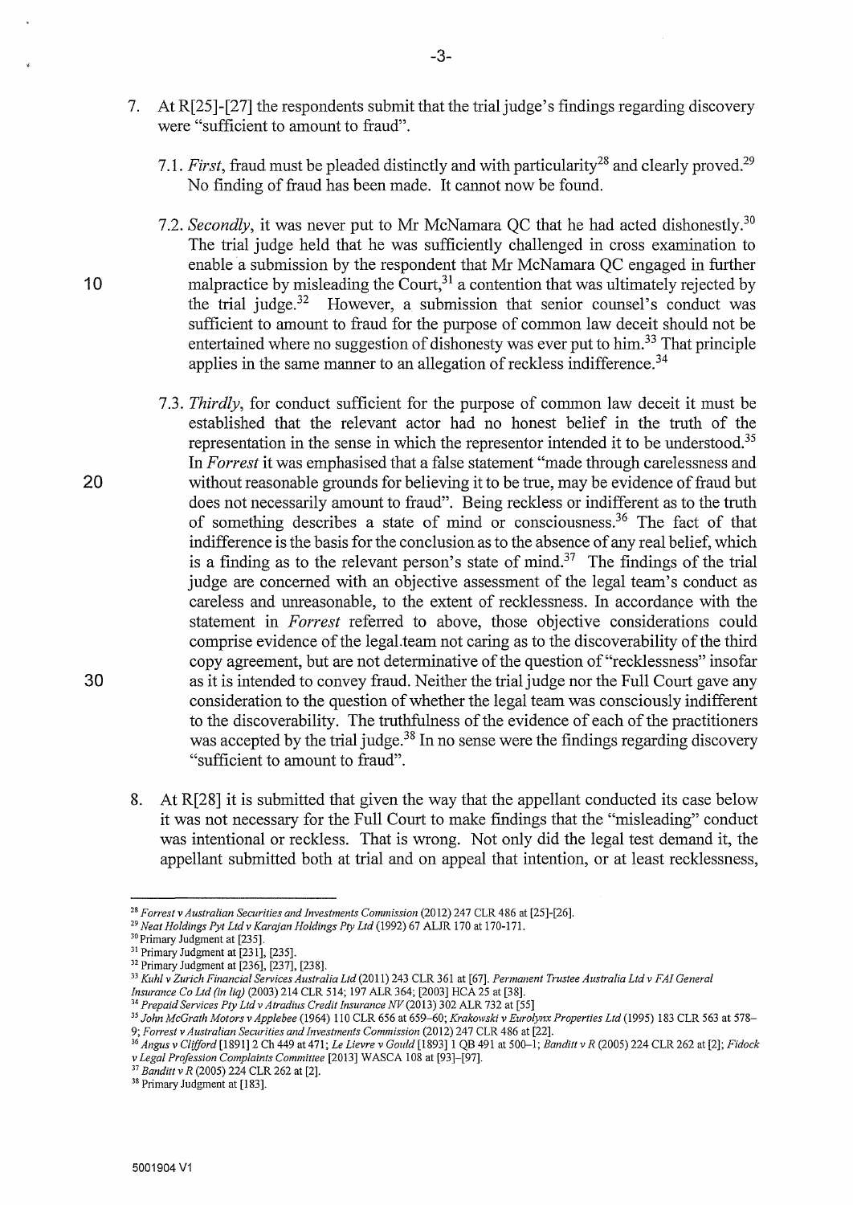7. At R[25]-[27] the respondents submit that the trial judge's findings regarding discovery were "sufficient to amount to fraud".

   7.1. *First*, fraud must be pleaded distinctly and with particularity[28] and clearly proved.[29] No finding of fraud has been made. It cannot now be found.

   7.2. *Secondly*, it was never put to Mr McNamara QC that he had acted dishonestly.[30] The trial judge held that he was sufficiently challenged in cross examination to enable a submission by the respondent that Mr McNamara QC engaged in further malpractice by misleading the Court,[31] a contention that was ultimately rejected by the trial judge.[32] However, a submission that senior counsel's conduct was sufficient to amount to fraud for the purpose of common law deceit should not be entertained where no suggestion of dishonesty was ever put to him.[33] That principle applies in the same manner to an allegation of reckless indifference.[34]

   7.3. *Thirdly*, for conduct sufficient for the purpose of common law deceit it must be established that the relevant actor had no honest belief in the truth of the representation in the sense in which the representor intended it to be understood.[35] In *Forrest* it was emphasised that a false statement "made through carelessness and without reasonable grounds for believing it to be true, may be evidence of fraud but does not necessarily amount to fraud". Being reckless or indifferent as to the truth of something describes a state of mind or consciousness.[36] The fact of that indifference is the basis for the conclusion as to the absence of any real belief, which is a finding as to the relevant person's state of mind.[37] The findings of the trial judge are concerned with an objective assessment of the legal team's conduct as careless and unreasonable, to the extent of recklessness. In accordance with the statement in *Forrest* referred to above, those objective considerations could comprise evidence of the legal team not caring as to the discoverability of the third copy agreement, but are not determinative of the question of "recklessness" insofar as it is intended to convey fraud. Neither the trial judge nor the Full Court gave any consideration to the question of whether the legal team was consciously indifferent to the discoverability. The truthfulness of the evidence of each of the practitioners was accepted by the trial judge.[38] In no sense were the findings regarding discovery "sufficient to amount to fraud".

8. At R[28] it is submitted that given the way that the appellant conducted its case below it was not necessary for the Full Court to make findings that the "misleading" conduct was intentional or reckless. That is wrong. Not only did the legal test demand it, the appellant submitted both at trial and on appeal that intention, or at least recklessness,

---

[28] *Forrest v Australian Securities and Investments Commission* (2012) 247 CLR 486 at [25]-[26].

[29] *Neat Holdings Pyt Ltd v Karajan Holdings Pty Ltd* (1992) 67 ALJR 170 at 170-171.

[30] Primary Judgment at [235].

[31] Primary Judgment at [231], [235].

[32] Primary Judgment at [236], [237], [238].

[33] *Kuhl v Zurich Financial Services Australia Ltd* (2011) 243 CLR 361 at [67]. *Permanent Trustee Australia Ltd v FAI General Insurance Co Ltd (in liq)* (2003) 214 CLR 514; 197 ALR 364; [2003] HCA 25 at [38].

[34] *Prepaid Services Pty Ltd v Atradius Credit Insurance NV* (2013) 302 ALR 732 at [55]

[35] *John McGrath Motors v Applebee* (1964) 110 CLR 656 at 659–60; *Krakowski v Eurolynx Properties Ltd* (1995) 183 CLR 563 at 578–9; *Forrest v Australian Securities and Investments Commission* (2012) 247 CLR 486 at [22].

[36] *Angus v Clifford* [1891] 2 Ch 449 at 471; *Le Lievre v Gould* [1893] 1 QB 491 at 500–1; *Banditt v R* (2005) 224 CLR 262 at [2]; *Fidock v Legal Profession Complaints Committee* [2013] WASCA 108 at [93]–[97].

[37] *Banditt v R* (2005) 224 CLR 262 at [2].

[38] Primary Judgment at [183].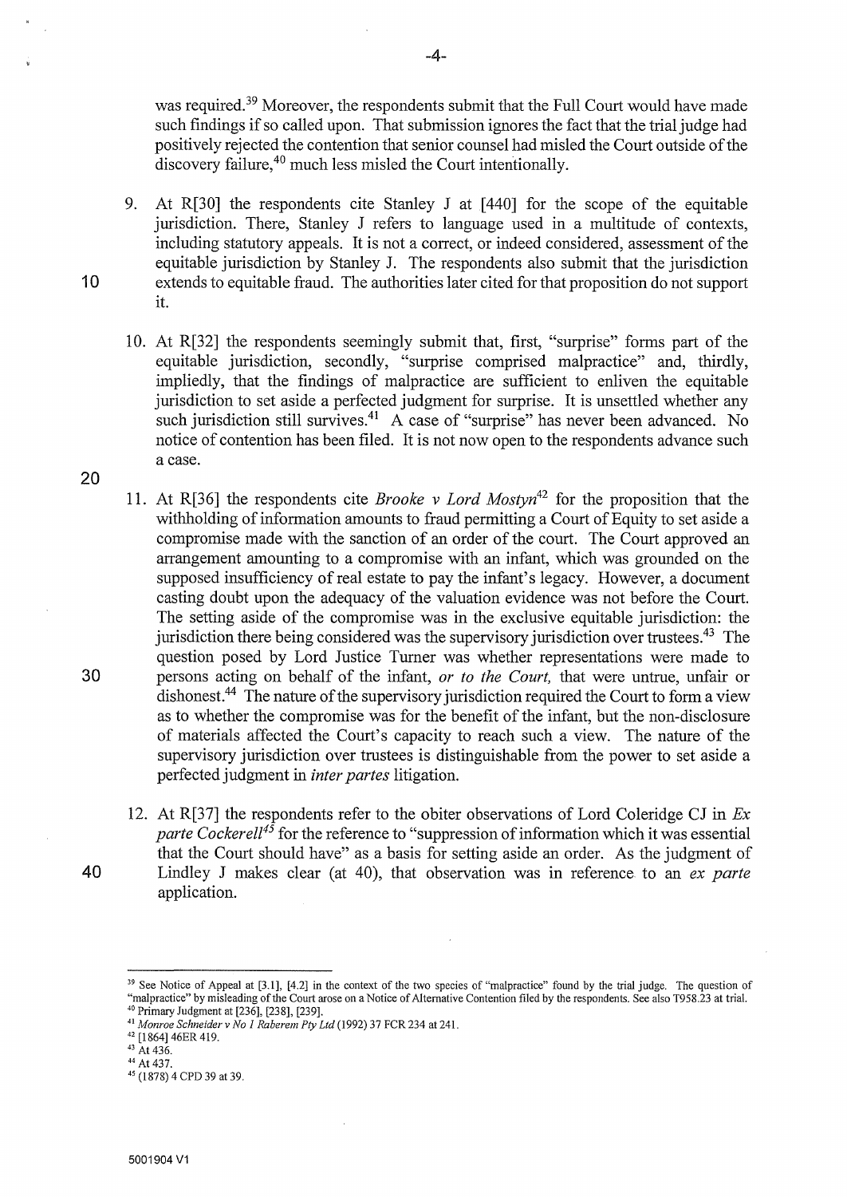was required.[39] Moreover, the respondents submit that the Full Court would have made such findings if so called upon. That submission ignores the fact that the trial judge had positively rejected the contention that senior counsel had misled the Court outside of the discovery failure,[40] much less misled the Court intentionally.

9. At R[30] the respondents cite Stanley J at [440] for the scope of the equitable jurisdiction. There, Stanley J refers to language used in a multitude of contexts, including statutory appeals. It is not a correct, or indeed considered, assessment of the equitable jurisdiction by Stanley J. The respondents also submit that the jurisdiction extends to equitable fraud. The authorities later cited for that proposition do not support it.

10. At R[32] the respondents seemingly submit that, first, "surprise" forms part of the equitable jurisdiction, secondly, "surprise comprised malpractice" and, thirdly, impliedly, that the findings of malpractice are sufficient to enliven the equitable jurisdiction to set aside a perfected judgment for surprise. It is unsettled whether any such jurisdiction still survives.[41] A case of "surprise" has never been advanced. No notice of contention has been filed. It is not now open to the respondents advance such a case.

11. At R[36] the respondents cite *Brooke v Lord Mostyn*[42] for the proposition that the withholding of information amounts to fraud permitting a Court of Equity to set aside a compromise made with the sanction of an order of the court. The Court approved an arrangement amounting to a compromise with an infant, which was grounded on the supposed insufficiency of real estate to pay the infant's legacy. However, a document casting doubt upon the adequacy of the valuation evidence was not before the Court. The setting aside of the compromise was in the exclusive equitable jurisdiction: the jurisdiction there being considered was the supervisory jurisdiction over trustees.[43] The question posed by Lord Justice Turner was whether representations were made to persons acting on behalf of the infant, *or to the Court,* that were untrue, unfair or dishonest.[44] The nature of the supervisory jurisdiction required the Court to form a view as to whether the compromise was for the benefit of the infant, but the non-disclosure of materials affected the Court's capacity to reach such a view. The nature of the supervisory jurisdiction over trustees is distinguishable from the power to set aside a perfected judgment in *inter partes* litigation.

12. At R[37] the respondents refer to the obiter observations of Lord Coleridge CJ in *Ex parte Cockerell*[45] for the reference to "suppression of information which it was essential that the Court should have" as a basis for setting aside an order. As the judgment of Lindley J makes clear (at 40), that observation was in reference to an *ex parte* application.

---

[39] See Notice of Appeal at [3.1], [4.2] in the context of the two species of "malpractice" found by the trial judge. The question of "malpractice" by misleading of the Court arose on a Notice of Alternative Contention filed by the respondents. See also T958.23 at trial.

[40] Primary Judgment at [236], [238], [239].

[41] *Monroe Schneider v No 1 Raberem Pty Ltd* (1992) 37 FCR 234 at 241.

[42] [1864] 46ER 419.

[43] At 436.

[44] At 437.

[45] (1878) 4 CPD 39 at 39.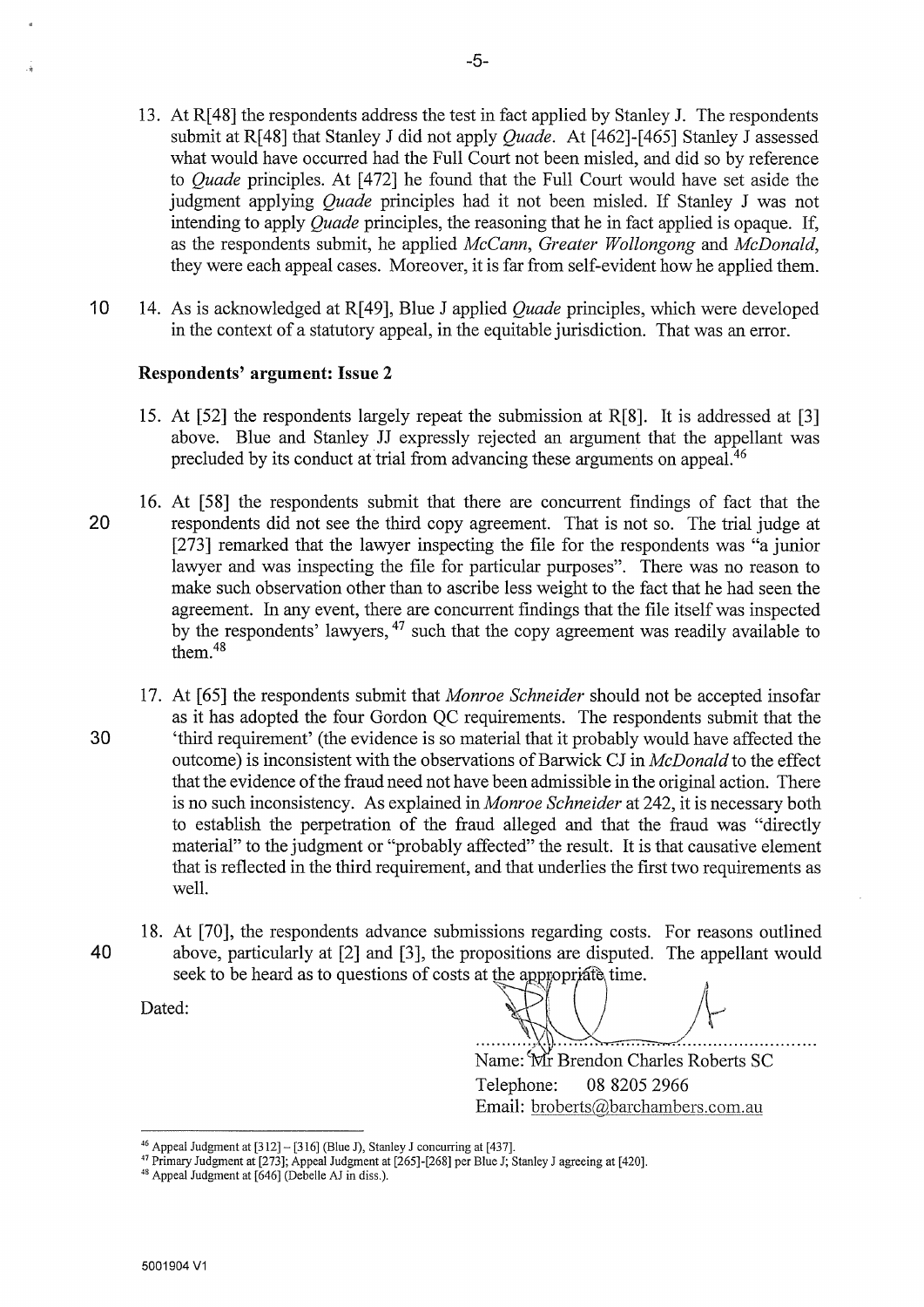13. At R[48] the respondents address the test in fact applied by Stanley J. The respondents submit at R[48] that Stanley J did not apply *Quade*. At [462]-[465] Stanley J assessed what would have occurred had the Full Court not been misled, and did so by reference to *Quade* principles. At [472] he found that the Full Court would have set aside the judgment applying *Quade* principles had it not been misled. If Stanley J was not intending to apply *Quade* principles, the reasoning that he in fact applied is opaque. If, as the respondents submit, he applied *McCann*, *Greater Wollongong* and *McDonald*, they were each appeal cases. Moreover, it is far from self-evident how he applied them.

14. As is acknowledged at R[49], Blue J applied *Quade* principles, which were developed in the context of a statutory appeal, in the equitable jurisdiction. That was an error.

### Respondents' argument: Issue 2

15. At [52] the respondents largely repeat the submission at R[8]. It is addressed at [3] above. Blue and Stanley JJ expressly rejected an argument that the appellant was precluded by its conduct at trial from advancing these arguments on appeal.[46]

16. At [58] the respondents submit that there are concurrent findings of fact that the respondents did not see the third copy agreement. That is not so. The trial judge at [273] remarked that the lawyer inspecting the file for the respondents was "a junior lawyer and was inspecting the file for particular purposes". There was no reason to make such observation other than to ascribe less weight to the fact that he had seen the agreement. In any event, there are concurrent findings that the file itself was inspected by the respondents' lawyers,[47] such that the copy agreement was readily available to them.[48]

17. At [65] the respondents submit that *Monroe Schneider* should not be accepted insofar as it has adopted the four Gordon QC requirements. The respondents submit that the 'third requirement' (the evidence is so material that it probably would have affected the outcome) is inconsistent with the observations of Barwick CJ in *McDonald* to the effect that the evidence of the fraud need not have been admissible in the original action. There is no such inconsistency. As explained in *Monroe Schneider* at 242, it is necessary both to establish the perpetration of the fraud alleged and that the fraud was "directly material" to the judgment or "probably affected" the result. It is that causative element that is reflected in the third requirement, and that underlies the first two requirements as well.

18. At [70], the respondents advance submissions regarding costs. For reasons outlined above, particularly at [2] and [3], the propositions are disputed. The appellant would seek to be heard as to questions of costs at the appropriate time.

Dated:

..................................................

Name: Mr Brendon Charles Roberts SC

Telephone: 08 8205 2966

Email: broberts@barchambers.com.au

---

[46] Appeal Judgment at [312] – [316] (Blue J), Stanley J concurring at [437].

[47] Primary Judgment at [273]; Appeal Judgment at [265]-[268] per Blue J; Stanley J agreeing at [420].

[48] Appeal Judgment at [646] (Debelle AJ in diss.).

5001904 V1